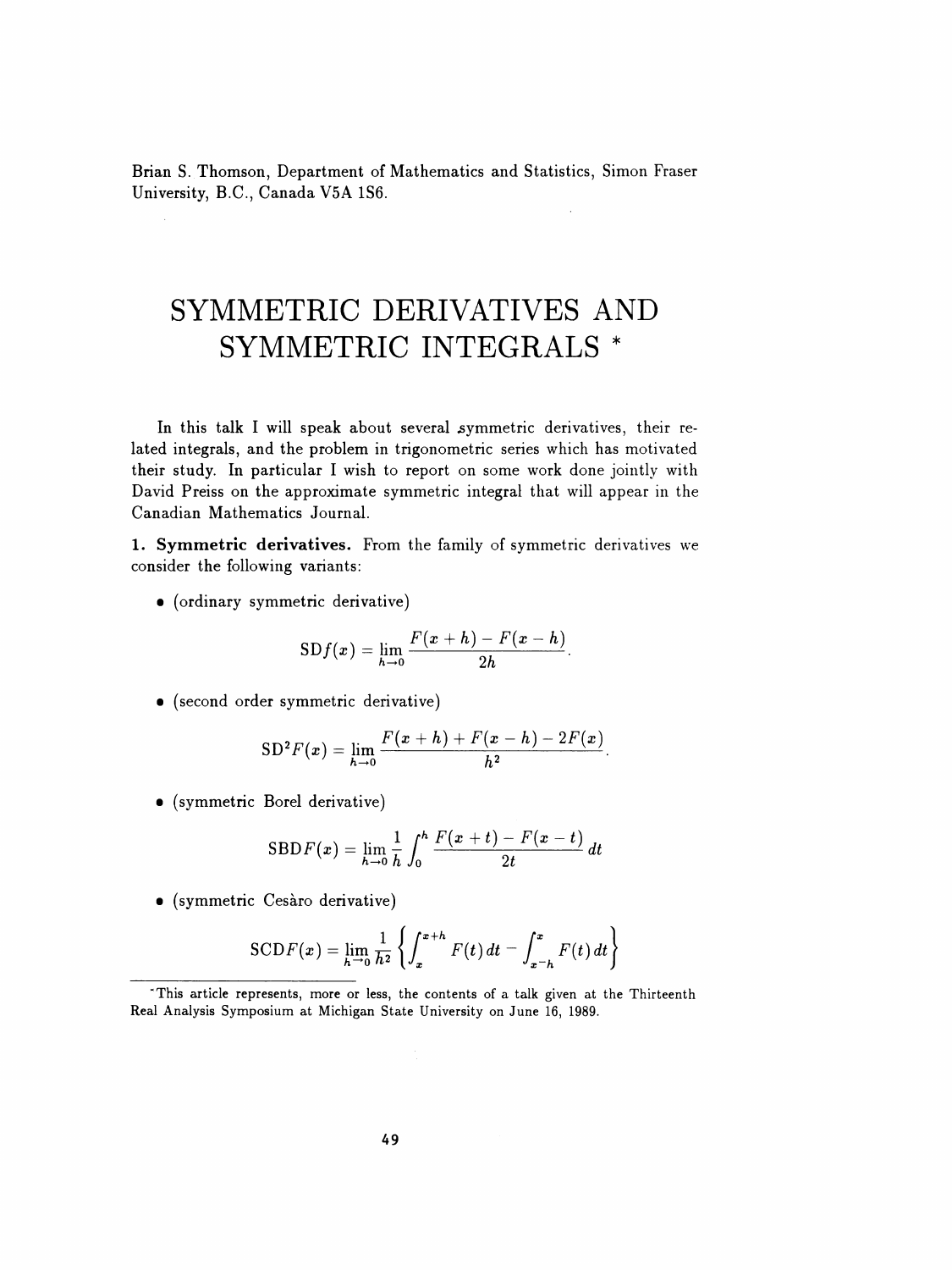Brian S. Thomson, Department of Mathematics and Statistics, Simon Fraser University, B.C., Canada V5A 1S6.

# SYMMETRIC DERIVATIVES AND SYMMETRIC INTEGRALS *

In this talk I will speak about several symmetric derivatives, their related integrals, and the problem in trigonometric series which has motivated their study. In particular I wish to report on some work done jointly with David Preiss on the approximate symmetric integral that will appear in the Canadian Mathematics Journal.

**1. Symmetric derivatives.** From the family of symmetric derivatives we consider the following variants:

- (ordinary symmetric derivative)

$$\mathrm{SD}f(x) = \lim_{h\to 0} \frac{F(x+h) - F(x-h)}{2h}.$$

- (second order symmetric derivative)

$$\mathrm{SD}^2F(x) = \lim_{h\to 0} \frac{F(x+h) + F(x-h) - 2F(x)}{h^2}.$$

- (symmetric Borel derivative)

$$\mathrm{SBD}F(x) = \lim_{h\to 0} \frac{1}{h} \int_0^h \frac{F(x+t) - F(x-t)}{2t}\,dt$$

- (symmetric Cesàro derivative)

$$\mathrm{SCD}F(x) = \lim_{h\to 0} \frac{1}{h^2} \left\{ \int_x^{x+h} F(t)\,dt - \int_{x-h}^{x} F(t)\,dt \right\}$$

*This article represents, more or less, the contents of a talk given at the Thirteenth Real Analysis Symposium at Michigan State University on June 16, 1989.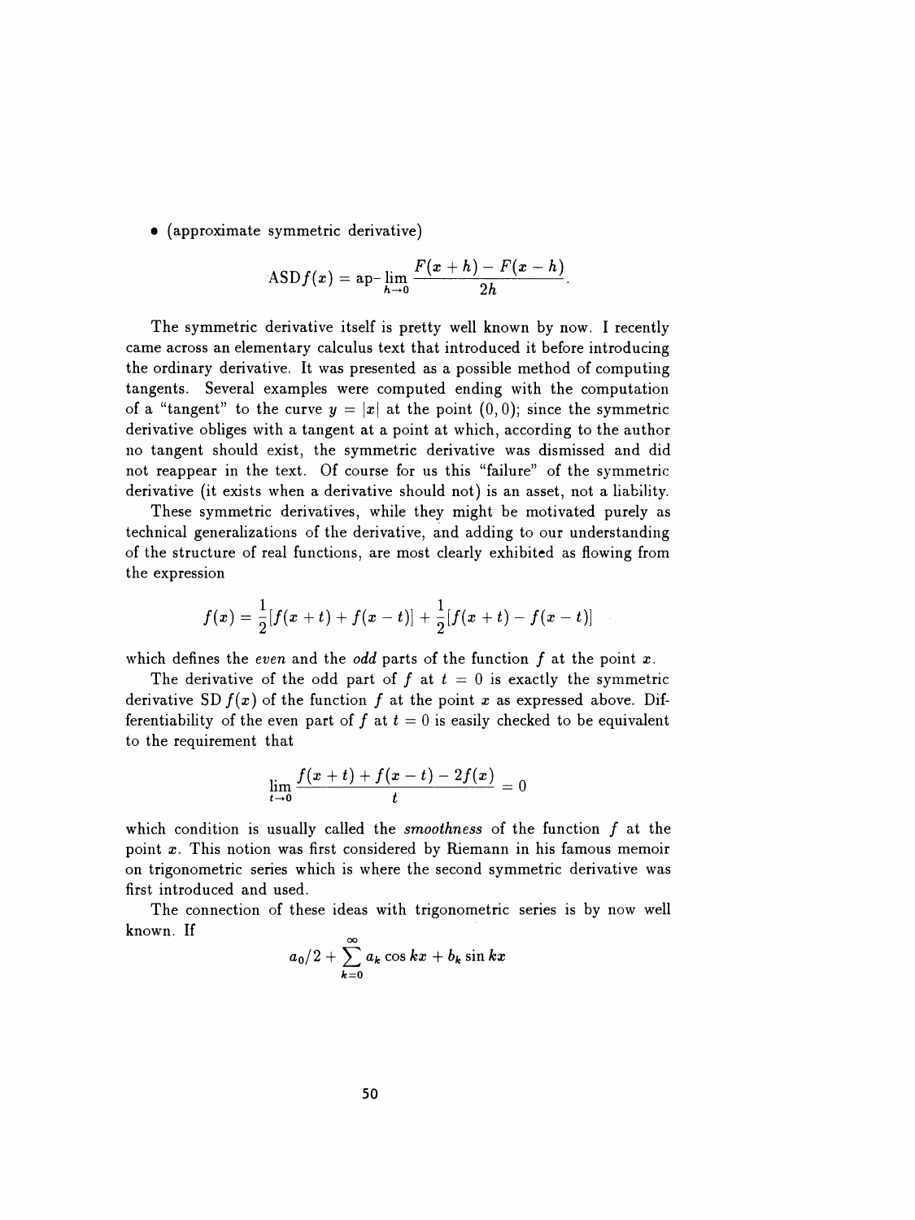- (approximate symmetric derivative)

$$\text{ASD}f(x) = \text{ap-}\lim_{h\to 0} \frac{F(x+h) - F(x-h)}{2h}.$$

The symmetric derivative itself is pretty well known by now. I recently came across an elementary calculus text that introduced it before introducing the ordinary derivative. It was presented as a possible method of computing tangents. Several examples were computed ending with the computation of a "tangent" to the curve $y = |x|$ at the point $(0,0)$; since the symmetric derivative obliges with a tangent at a point at which, according to the author no tangent should exist, the symmetric derivative was dismissed and did not reappear in the text. Of course for us this "failure" of the symmetric derivative (it exists when a derivative should not) is an asset, not a liability.

These symmetric derivatives, while they might be motivated purely as technical generalizations of the derivative, and adding to our understanding of the structure of real functions, are most clearly exhibited as flowing from the expression

$$f(x) = \frac{1}{2}[f(x+t) + f(x-t)] + \frac{1}{2}[f(x+t) - f(x-t)]$$

which defines the *even* and the *odd* parts of the function $f$ at the point $x$.

The derivative of the odd part of $f$ at $t = 0$ is exactly the symmetric derivative $\text{SD}\,f(x)$ of the function $f$ at the point $x$ as expressed above. Differentiability of the even part of $f$ at $t = 0$ is easily checked to be equivalent to the requirement that

$$\lim_{t\to 0} \frac{f(x+t) + f(x-t) - 2f(x)}{t} = 0$$

which condition is usually called the *smoothness* of the function $f$ at the point $x$. This notion was first considered by Riemann in his famous memoir on trigonometric series which is where the second symmetric derivative was first introduced and used.

The connection of these ideas with trigonometric series is by now well known. If

$$a_0/2 + \sum_{k=0}^{\infty} a_k \cos kx + b_k \sin kx$$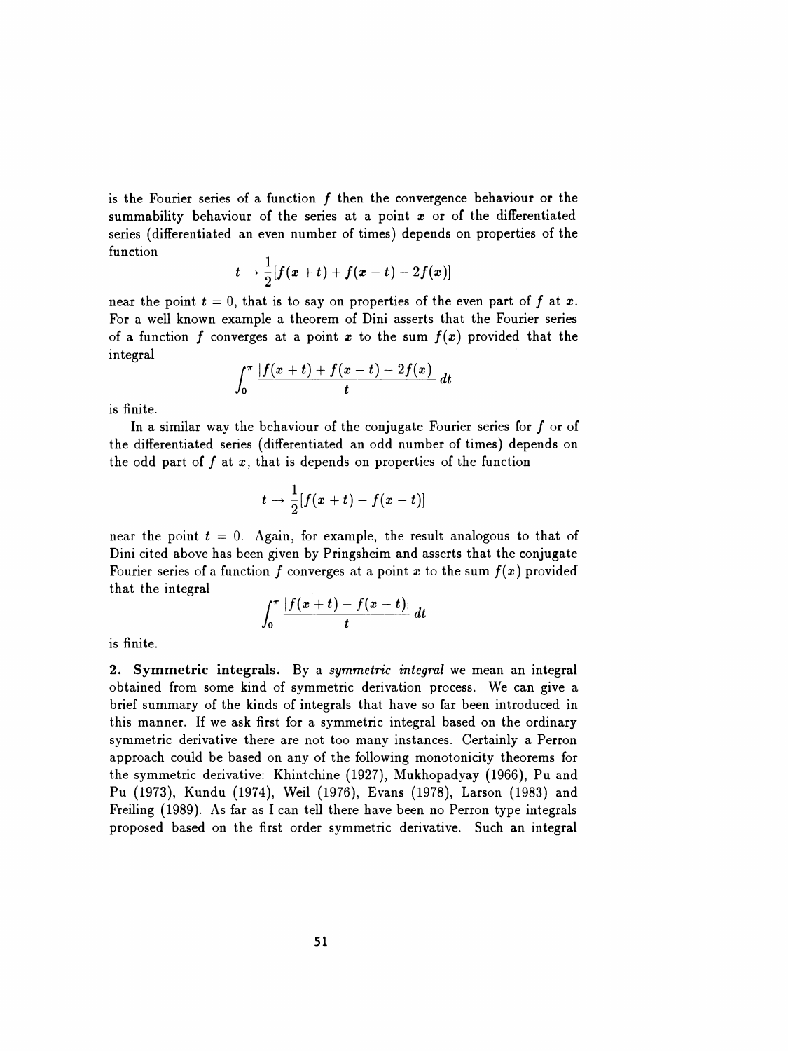is the Fourier series of a function $f$ then the convergence behaviour or the summability behaviour of the series at a point $x$ or of the differentiated series (differentiated an even number of times) depends on properties of the function

$$t \to \frac{1}{2}[f(x+t) + f(x-t) - 2f(x)]$$

near the point $t = 0$, that is to say on properties of the even part of $f$ at $x$. For a well known example a theorem of Dini asserts that the Fourier series of a function $f$ converges at a point $x$ to the sum $f(x)$ provided that the integral

$$\int_0^\pi \frac{|f(x+t) + f(x-t) - 2f(x)|}{t}\,dt$$

is finite.

In a similar way the behaviour of the conjugate Fourier series for $f$ or of the differentiated series (differentiated an odd number of times) depends on the odd part of $f$ at $x$, that is depends on properties of the function

$$t \to \frac{1}{2}[f(x+t) - f(x-t)]$$

near the point $t = 0$. Again, for example, the result analogous to that of Dini cited above has been given by Pringsheim and asserts that the conjugate Fourier series of a function $f$ converges at a point $x$ to the sum $f(x)$ provided that the integral

$$\int_0^\pi \frac{|f(x+t) - f(x-t)|}{t}\,dt$$

is finite.

**2. Symmetric integrals.** By a *symmetric integral* we mean an integral obtained from some kind of symmetric derivation process. We can give a brief summary of the kinds of integrals that have so far been introduced in this manner. If we ask first for a symmetric integral based on the ordinary symmetric derivative there are not too many instances. Certainly a Perron approach could be based on any of the following monotonicity theorems for the symmetric derivative: Khintchine (1927), Mukhopadyay (1966), Pu and Pu (1973), Kundu (1974), Weil (1976), Evans (1978), Larson (1983) and Freiling (1989). As far as I can tell there have been no Perron type integrals proposed based on the first order symmetric derivative. Such an integral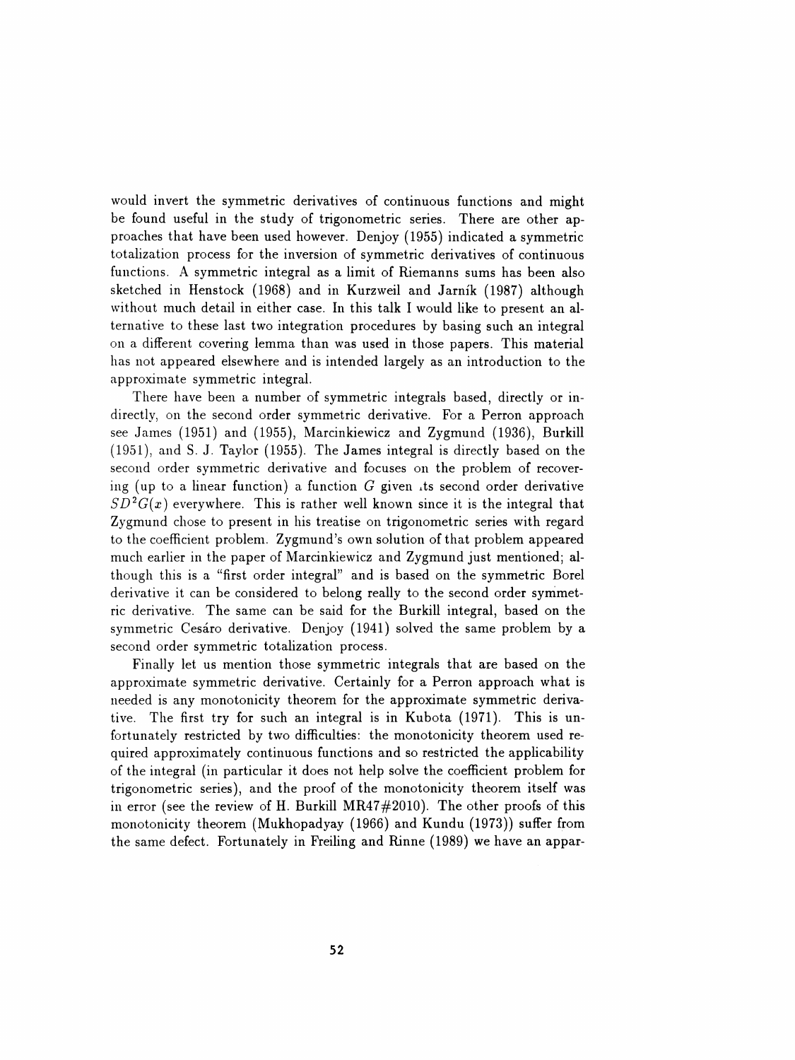would invert the symmetric derivatives of continuous functions and might be found useful in the study of trigonometric series. There are other approaches that have been used however. Denjoy (1955) indicated a symmetric totalization process for the inversion of symmetric derivatives of continuous functions. A symmetric integral as a limit of Riemanns sums has been also sketched in Henstock (1968) and in Kurzweil and Jarník (1987) although without much detail in either case. In this talk I would like to present an alternative to these last two integration procedures by basing such an integral on a different covering lemma than was used in those papers. This material has not appeared elsewhere and is intended largely as an introduction to the approximate symmetric integral.

There have been a number of symmetric integrals based, directly or indirectly, on the second order symmetric derivative. For a Perron approach see James (1951) and (1955), Marcinkiewicz and Zygmund (1936), Burkill (1951), and S. J. Taylor (1955). The James integral is directly based on the second order symmetric derivative and focuses on the problem of recovering (up to a linear function) a function $G$ given its second order derivative $SD^2G(x)$ everywhere. This is rather well known since it is the integral that Zygmund chose to present in his treatise on trigonometric series with regard to the coefficient problem. Zygmund's own solution of that problem appeared much earlier in the paper of Marcinkiewicz and Zygmund just mentioned; although this is a "first order integral" and is based on the symmetric Borel derivative it can be considered to belong really to the second order symmetric derivative. The same can be said for the Burkill integral, based on the symmetric Cesáro derivative. Denjoy (1941) solved the same problem by a second order symmetric totalization process.

Finally let us mention those symmetric integrals that are based on the approximate symmetric derivative. Certainly for a Perron approach what is needed is any monotonicity theorem for the approximate symmetric derivative. The first try for such an integral is in Kubota (1971). This is unfortunately restricted by two difficulties: the monotonicity theorem used required approximately continuous functions and so restricted the applicability of the integral (in particular it does not help solve the coefficient problem for trigonometric series), and the proof of the monotonicity theorem itself was in error (see the review of H. Burkill MR47#2010). The other proofs of this monotonicity theorem (Mukhopadyay (1966) and Kundu (1973)) suffer from the same defect. Fortunately in Freiling and Rinne (1989) we have an appar-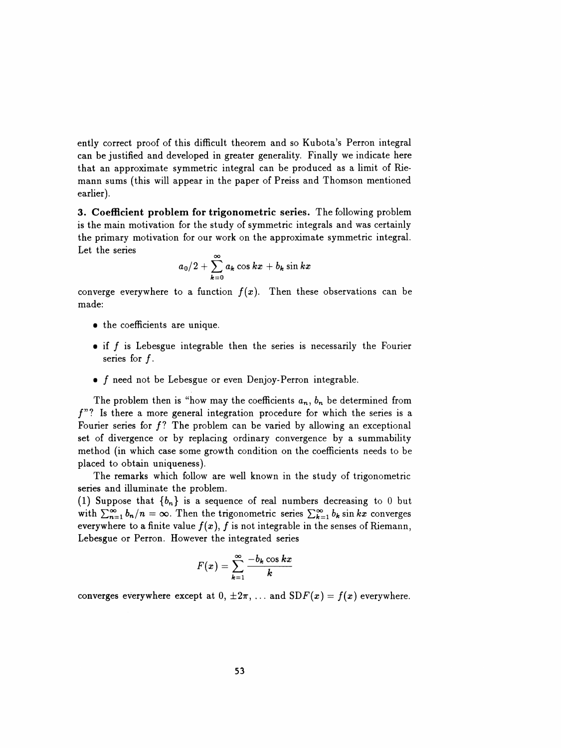ently correct proof of this difficult theorem and so Kubota's Perron integral can be justified and developed in greater generality. Finally we indicate here that an approximate symmetric integral can be produced as a limit of Riemann sums (this will appear in the paper of Preiss and Thomson mentioned earlier).

## 3. Coefficient problem for trigonometric series.

The following problem is the main motivation for the study of symmetric integrals and was certainly the primary motivation for our work on the approximate symmetric integral. Let the series

$$a_0/2 + \sum_{k=0}^{\infty} a_k \cos kx + b_k \sin kx$$

converge everywhere to a function $f(x)$. Then these observations can be made:

- the coefficients are unique.
- if $f$ is Lebesgue integrable then the series is necessarily the Fourier series for $f$.
- $f$ need not be Lebesgue or even Denjoy-Perron integrable.

The problem then is "how may the coefficients $a_n$, $b_n$ be determined from $f$"? Is there a more general integration procedure for which the series is a Fourier series for $f$? The problem can be varied by allowing an exceptional set of divergence or by replacing ordinary convergence by a summability method (in which case some growth condition on the coefficients needs to be placed to obtain uniqueness).

The remarks which follow are well known in the study of trigonometric series and illuminate the problem.

(1) Suppose that $\{b_n\}$ is a sequence of real numbers decreasing to 0 but with $\sum_{n=1}^{\infty} b_n/n = \infty$. Then the trigonometric series $\sum_{k=1}^{\infty} b_k \sin kx$ converges everywhere to a finite value $f(x)$, $f$ is not integrable in the senses of Riemann, Lebesgue or Perron. However the integrated series

$$F(x) = \sum_{k=1}^{\infty} \frac{-b_k \cos kx}{k}$$

converges everywhere except at $0$, $\pm 2\pi$, ... and $\mathrm{SD}F(x) = f(x)$ everywhere.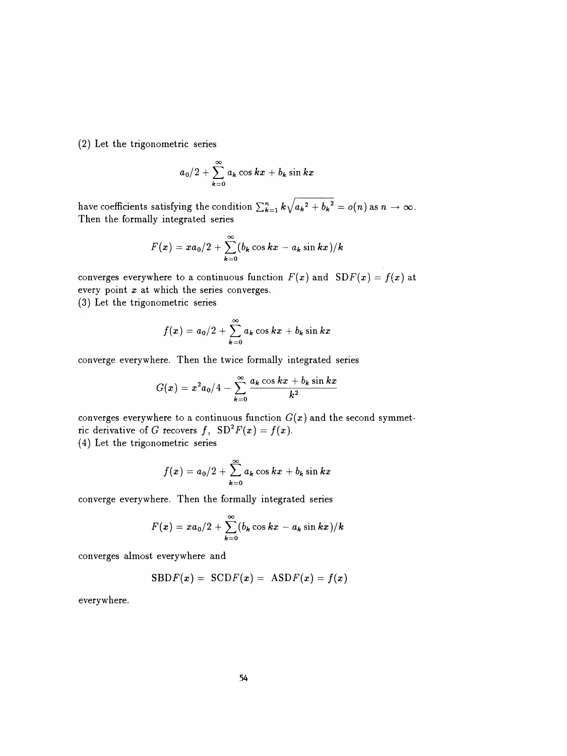(2) Let the trigonometric series

$$a_0/2 + \sum_{k=0}^{\infty} a_k \cos kx + b_k \sin kx$$

have coefficients satisfying the condition $\sum_{k=1}^{n} k\sqrt{a_k{}^2 + b_k{}^2} = o(n)$ as $n \to \infty$. Then the formally integrated series

$$F(x) = xa_0/2 + \sum_{k=0}^{\infty}(b_k \cos kx - a_k \sin kx)/k$$

converges everywhere to a continuous function $F(x)$ and $\mathrm{SD}F(x) = f(x)$ at every point $x$ at which the series converges.

(3) Let the trigonometric series

$$f(x) = a_0/2 + \sum_{k=0}^{\infty} a_k \cos kx + b_k \sin kx$$

converge everywhere. Then the twice formally integrated series

$$G(x) = x^2 a_0/4 - \sum_{k=0}^{\infty} \frac{a_k \cos kx + b_k \sin kx}{k^2}$$

converges everywhere to a continuous function $G(x)$ and the second symmetric derivative of $G$ recovers $f$, $\mathrm{SD}^2 F(x) = f(x)$.

(4) Let the trigonometric series

$$f(x) = a_0/2 + \sum_{k=0}^{\infty} a_k \cos kx + b_k \sin kx$$

converge everywhere. Then the formally integrated series

$$F(x) = xa_0/2 + \sum_{k=0}^{\infty}(b_k \cos kx - a_k \sin kx)/k$$

converges almost everywhere and

$$\mathrm{SBD}F(x) = \ \mathrm{SCD}F(x) = \ \mathrm{ASD}F(x) = f(x)$$

everywhere.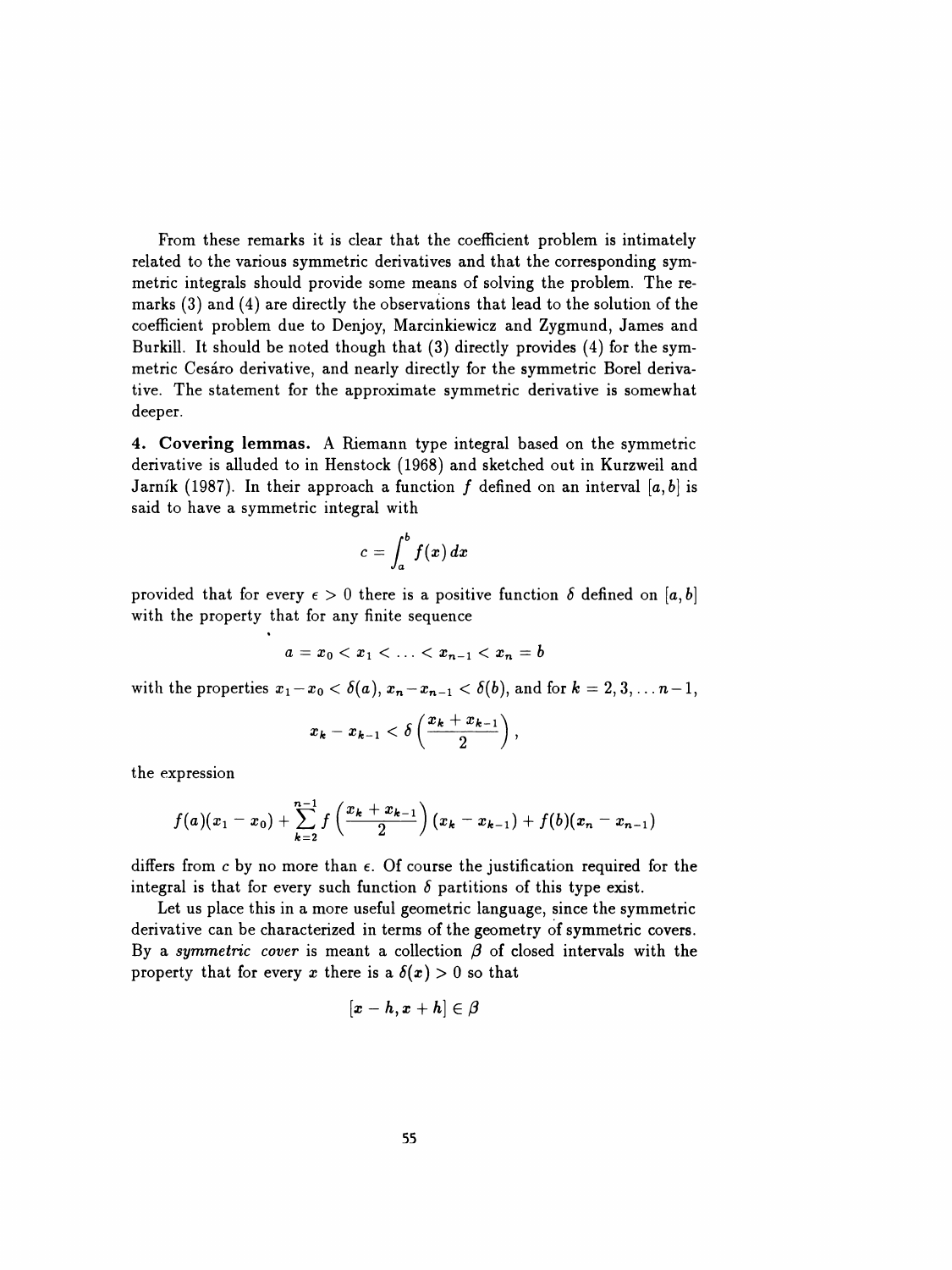From these remarks it is clear that the coefficient problem is intimately related to the various symmetric derivatives and that the corresponding symmetric integrals should provide some means of solving the problem. The remarks (3) and (4) are directly the observations that lead to the solution of the coefficient problem due to Denjoy, Marcinkiewicz and Zygmund, James and Burkill. It should be noted though that (3) directly provides (4) for the symmetric Cesáro derivative, and nearly directly for the symmetric Borel derivative. The statement for the approximate symmetric derivative is somewhat deeper.

**4. Covering lemmas.** A Riemann type integral based on the symmetric derivative is alluded to in Henstock (1968) and sketched out in Kurzweil and Jarník (1987). In their approach a function $f$ defined on an interval $[a, b]$ is said to have a symmetric integral with

$$c = \int_a^b f(x)\, dx$$

provided that for every $\epsilon > 0$ there is a positive function $\delta$ defined on $[a, b]$ with the property that for any finite sequence

$$a = x_0 < x_1 < \ldots < x_{n-1} < x_n = b$$

with the properties $x_1 - x_0 < \delta(a)$, $x_n - x_{n-1} < \delta(b)$, and for $k = 2, 3, \ldots n-1$,

$$x_k - x_{k-1} < \delta\left(\frac{x_k + x_{k-1}}{2}\right),$$

the expression

$$f(a)(x_1 - x_0) + \sum_{k=2}^{n-1} f\left(\frac{x_k + x_{k-1}}{2}\right)(x_k - x_{k-1}) + f(b)(x_n - x_{n-1})$$

differs from $c$ by no more than $\epsilon$. Of course the justification required for the integral is that for every such function $\delta$ partitions of this type exist.

Let us place this in a more useful geometric language, since the symmetric derivative can be characterized in terms of the geometry of symmetric covers. By a *symmetric cover* is meant a collection $\beta$ of closed intervals with the property that for every $x$ there is a $\delta(x) > 0$ so that

$$[x - h, x + h] \in \beta$$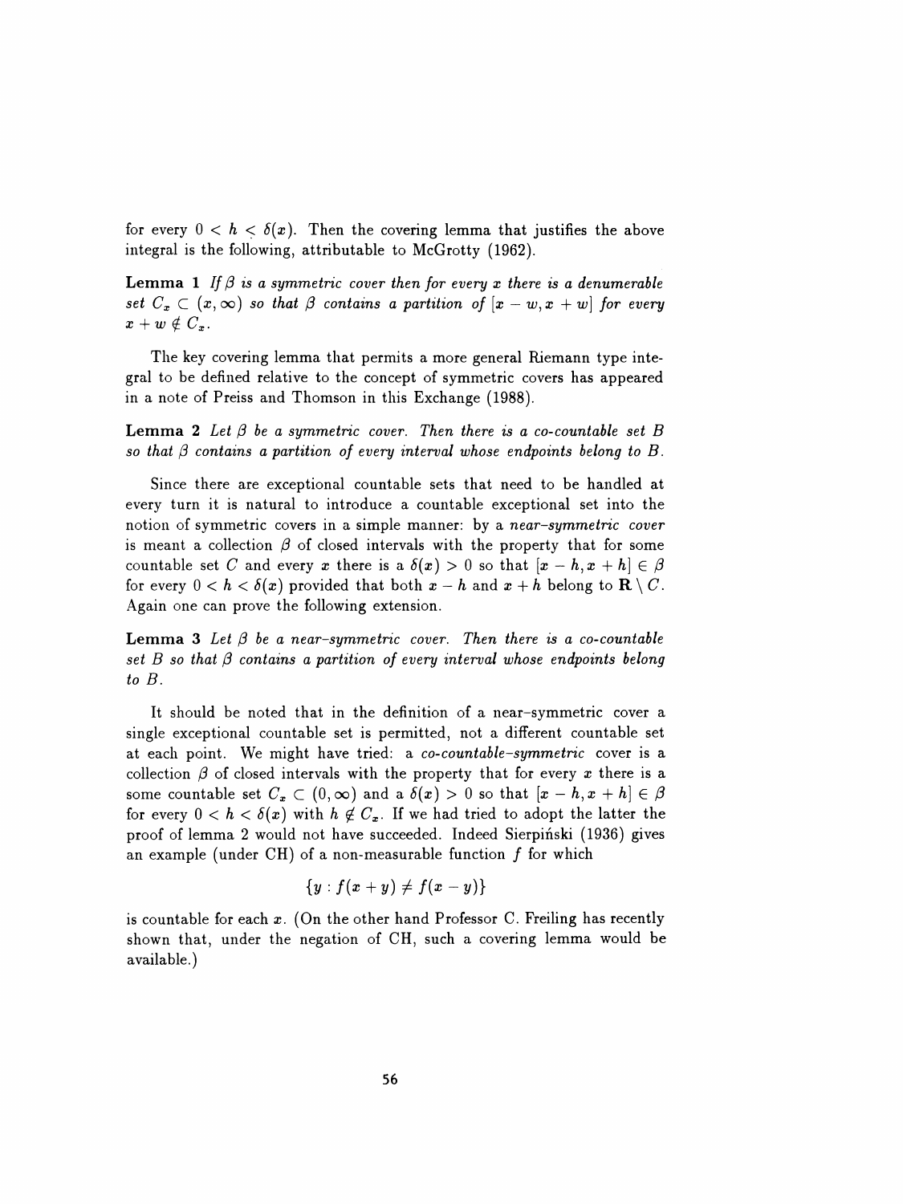for every $0 < h < \delta(x)$. Then the covering lemma that justifies the above integral is the following, attributable to McGrotty (1962).

**Lemma 1** *If $\beta$ is a symmetric cover then for every $x$ there is a denumerable set $C_x \subset (x, \infty)$ so that $\beta$ contains a partition of $[x - w, x + w]$ for every $x + w \notin C_x$.*

The key covering lemma that permits a more general Riemann type integral to be defined relative to the concept of symmetric covers has appeared in a note of Preiss and Thomson in this Exchange (1988).

**Lemma 2** *Let $\beta$ be a symmetric cover. Then there is a co-countable set $B$ so that $\beta$ contains a partition of every interval whose endpoints belong to $B$.*

Since there are exceptional countable sets that need to be handled at every turn it is natural to introduce a countable exceptional set into the notion of symmetric covers in a simple manner: by a *near-symmetric cover* is meant a collection $\beta$ of closed intervals with the property that for some countable set $C$ and every $x$ there is a $\delta(x) > 0$ so that $[x - h, x + h] \in \beta$ for every $0 < h < \delta(x)$ provided that both $x - h$ and $x + h$ belong to $\mathbf{R} \setminus C$. Again one can prove the following extension.

**Lemma 3** *Let $\beta$ be a near-symmetric cover. Then there is a co-countable set $B$ so that $\beta$ contains a partition of every interval whose endpoints belong to $B$.*

It should be noted that in the definition of a near-symmetric cover a single exceptional countable set is permitted, not a different countable set at each point. We might have tried: a *co-countable-symmetric* cover is a collection $\beta$ of closed intervals with the property that for every $x$ there is a some countable set $C_x \subset (0, \infty)$ and a $\delta(x) > 0$ so that $[x - h, x + h] \in \beta$ for every $0 < h < \delta(x)$ with $h \notin C_x$. If we had tried to adopt the latter the proof of lemma 2 would not have succeeded. Indeed Sierpiński (1936) gives an example (under CH) of a non-measurable function $f$ for which

$$\{y : f(x + y) \neq f(x - y)\}$$

is countable for each $x$. (On the other hand Professor C. Freiling has recently shown that, under the negation of CH, such a covering lemma would be available.)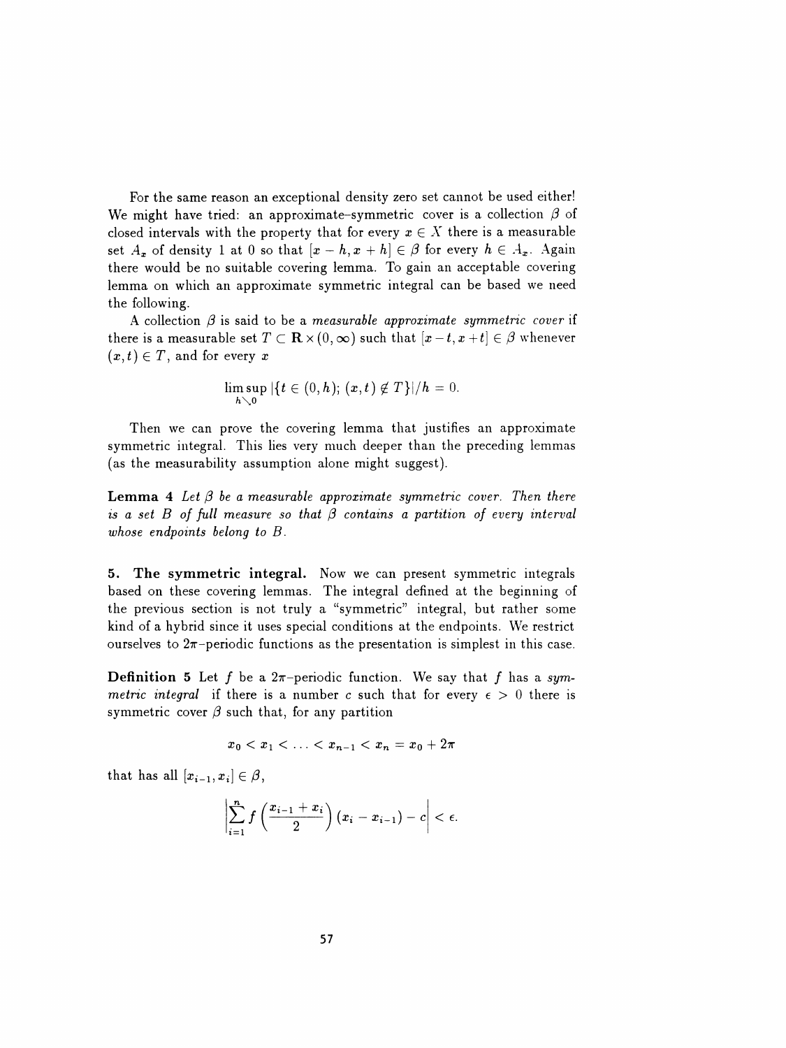For the same reason an exceptional density zero set cannot be used either! We might have tried: an approximate–symmetric cover is a collection $\beta$ of closed intervals with the property that for every $x \in X$ there is a measurable set $A_x$ of density 1 at 0 so that $[x-h, x+h] \in \beta$ for every $h \in A_x$. Again there would be no suitable covering lemma. To gain an acceptable covering lemma on which an approximate symmetric integral can be based we need the following.

A collection $\beta$ is said to be a *measurable approximate symmetric cover* if there is a measurable set $T \subset \mathbf{R} \times (0, \infty)$ such that $[x-t, x+t] \in \beta$ whenever $(x,t) \in T$, and for every $x$

$$\limsup_{h \searrow 0} |\{t \in (0,h);\, (x,t) \notin T\}|/h = 0.$$

Then we can prove the covering lemma that justifies an approximate symmetric integral. This lies very much deeper than the preceding lemmas (as the measurability assumption alone might suggest).

**Lemma 4** *Let $\beta$ be a measurable approximate symmetric cover. Then there is a set $B$ of full measure so that $\beta$ contains a partition of every interval whose endpoints belong to $B$.*

**5. The symmetric integral.** Now we can present symmetric integrals based on these covering lemmas. The integral defined at the beginning of the previous section is not truly a "symmetric" integral, but rather some kind of a hybrid since it uses special conditions at the endpoints. We restrict ourselves to $2\pi$–periodic functions as the presentation is simplest in this case.

**Definition 5** Let $f$ be a $2\pi$–periodic function. We say that $f$ has a *symmetric integral* if there is a number $c$ such that for every $\epsilon > 0$ there is symmetric cover $\beta$ such that, for any partition

$$x_0 < x_1 < \ldots < x_{n-1} < x_n = x_0 + 2\pi$$

that has all $[x_{i-1}, x_i] \in \beta$,

$$\left| \sum_{i=1}^{n} f\left( \frac{x_{i-1} + x_i}{2} \right) (x_i - x_{i-1}) - c \right| < \epsilon.$$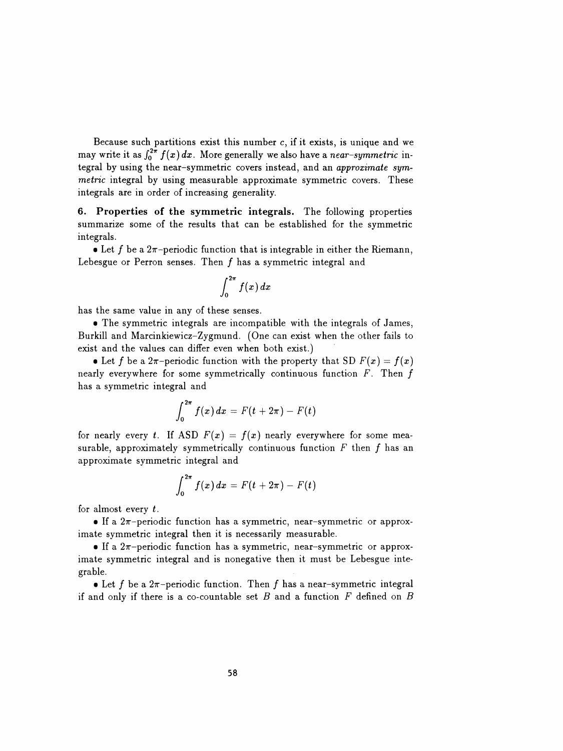Because such partitions exist this number $c$, if it exists, is unique and we may write it as $\int_0^{2\pi} f(x)\,dx$. More generally we also have a *near-symmetric* integral by using the near-symmetric covers instead, and an *approximate symmetric* integral by using measurable approximate symmetric covers. These integrals are in order of increasing generality.

**6. Properties of the symmetric integrals.** The following properties summarize some of the results that can be established for the symmetric integrals.

• Let $f$ be a $2\pi$-periodic function that is integrable in either the Riemann, Lebesgue or Perron senses. Then $f$ has a symmetric integral and

$$\int_0^{2\pi} f(x)\,dx$$

has the same value in any of these senses.

• The symmetric integrals are incompatible with the integrals of James, Burkill and Marcinkiewicz–Zygmund. (One can exist when the other fails to exist and the values can differ even when both exist.)

• Let $f$ be a $2\pi$-periodic function with the property that SD $F(x) = f(x)$ nearly everywhere for some symmetrically continuous function $F$. Then $f$ has a symmetric integral and

$$\int_0^{2\pi} f(x)\,dx = F(t + 2\pi) - F(t)$$

for nearly every $t$. If ASD $F(x) = f(x)$ nearly everywhere for some measurable, approximately symmetrically continuous function $F$ then $f$ has an approximate symmetric integral and

$$\int_0^{2\pi} f(x)\,dx = F(t + 2\pi) - F(t)$$

for almost every $t$.

• If a $2\pi$-periodic function has a symmetric, near-symmetric or approximate symmetric integral then it is necessarily measurable.

• If a $2\pi$-periodic function has a symmetric, near-symmetric or approximate symmetric integral and is nonegative then it must be Lebesgue integrable.

• Let $f$ be a $2\pi$-periodic function. Then $f$ has a near-symmetric integral if and only if there is a co-countable set $B$ and a function $F$ defined on $B$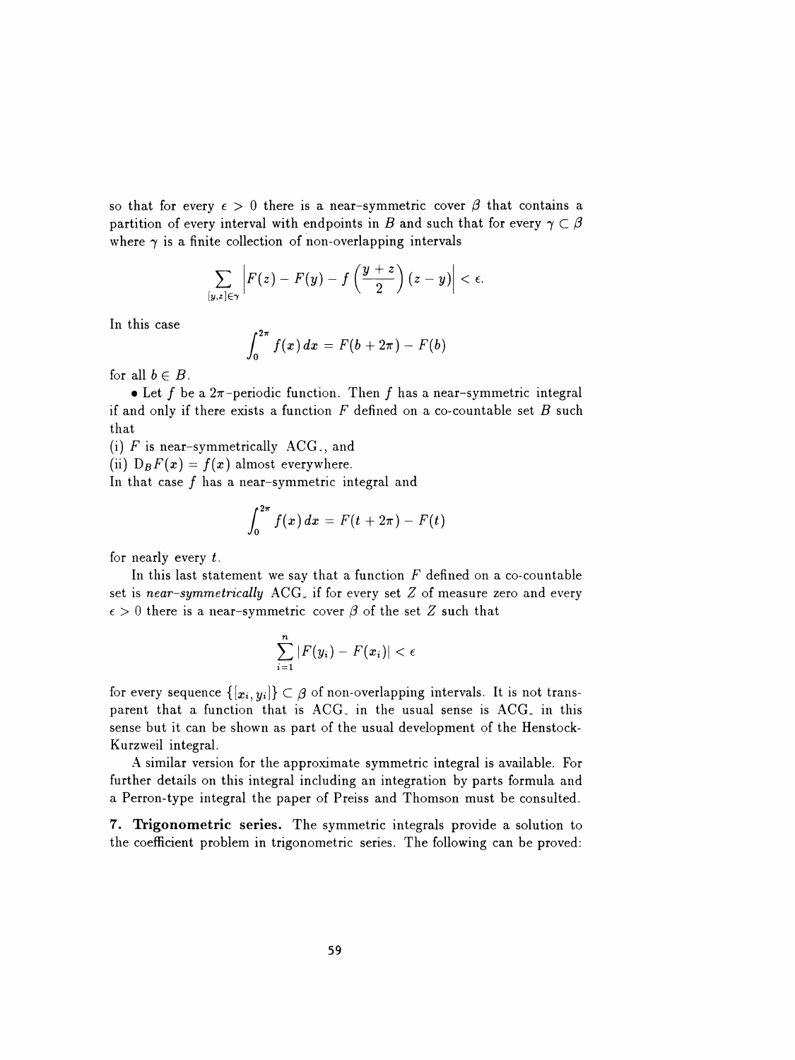so that for every $\epsilon > 0$ there is a near-symmetric cover $\beta$ that contains a partition of every interval with endpoints in $B$ and such that for every $\gamma \subset \beta$ where $\gamma$ is a finite collection of non-overlapping intervals

$$\sum_{[y,z]\in\gamma} \left| F(z) - F(y) - f\left(\frac{y+z}{2}\right)(z-y) \right| < \epsilon.$$

In this case

$$\int_0^{2\pi} f(x)\,dx = F(b+2\pi) - F(b)$$

for all $b \in B$.

- Let $f$ be a $2\pi$-periodic function. Then $f$ has a near-symmetric integral if and only if there exists a function $F$ defined on a co-countable set $B$ such that

(i) $F$ is near-symmetrically ACG$_*$, and
(ii) $D_B F(x) = f(x)$ almost everywhere.
In that case $f$ has a near-symmetric integral and

$$\int_0^{2\pi} f(x)\,dx = F(t+2\pi) - F(t)$$

for nearly every $t$.

In this last statement we say that a function $F$ defined on a co-countable set is *near-symmetrically* ACG$_*$ if for every set $Z$ of measure zero and every $\epsilon > 0$ there is a near-symmetric cover $\beta$ of the set $Z$ such that

$$\sum_{i=1}^{n} |F(y_i) - F(x_i)| < \epsilon$$

for every sequence $\{[x_i, y_i]\} \subset \beta$ of non-overlapping intervals. It is not transparent that a function that is ACG$_*$ in the usual sense is ACG$_*$ in this sense but it can be shown as part of the usual development of the Henstock-Kurzweil integral.

A similar version for the approximate symmetric integral is available. For further details on this integral including an integration by parts formula and a Perron-type integral the paper of Preiss and Thomson must be consulted.

**7. Trigonometric series.** The symmetric integrals provide a solution to the coefficient problem in trigonometric series. The following can be proved: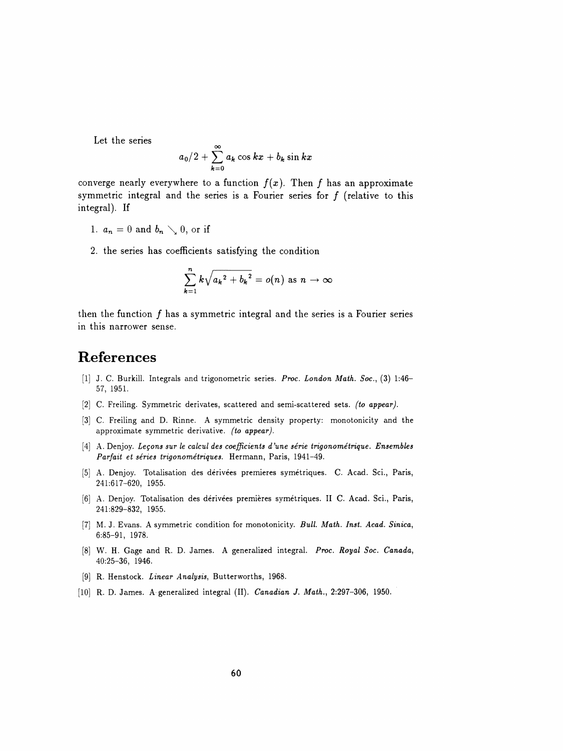Let the series

$$a_0/2 + \sum_{k=0}^{\infty} a_k \cos kx + b_k \sin kx$$

converge nearly everywhere to a function $f(x)$. Then $f$ has an approximate symmetric integral and the series is a Fourier series for $f$ (relative to this integral). If

1. $a_n = 0$ and $b_n \searrow 0$, or if
2. the series has coefficients satisfying the condition

$$\sum_{k=1}^{n} k\sqrt{{a_k}^2 + {b_k}^2} = o(n) \text{ as } n \to \infty$$

then the function $f$ has a symmetric integral and the series is a Fourier series in this narrower sense.

# References

[1] J. C. Burkill. Integrals and trigonometric series. *Proc. London Math. Soc.*, (3) 1:46–57, 1951.

[2] C. Freiling. Symmetric derivates, scattered and semi-scattered sets. *(to appear)*.

[3] C. Freiling and D. Rinne. A symmetric density property: monotonicity and the approximate symmetric derivative. *(to appear)*.

[4] A. Denjoy. *Leçons sur le calcul des coefficients d'une série trigonométrique. Ensembles Parfait et séries trigonométriques.* Hermann, Paris, 1941–49.

[5] A. Denjoy. Totalisation des dérivées premieres symétriques. C. Acad. Sci., Paris, 241:617–620, 1955.

[6] A. Denjoy. Totalisation des dérivées premières symétriques. II C. Acad. Sci., Paris, 241:829–832, 1955.

[7] M. J. Evans. A symmetric condition for monotonicity. *Bull. Math. Inst. Acad. Sinica*, 6:85–91, 1978.

[8] W. H. Gage and R. D. James. A generalized integral. *Proc. Royal Soc. Canada*, 40:25–36, 1946.

[9] R. Henstock. *Linear Analysis*, Butterworths, 1968.

[10] R. D. James. A generalized integral (II). *Canadian J. Math.*, 2:297–306, 1950.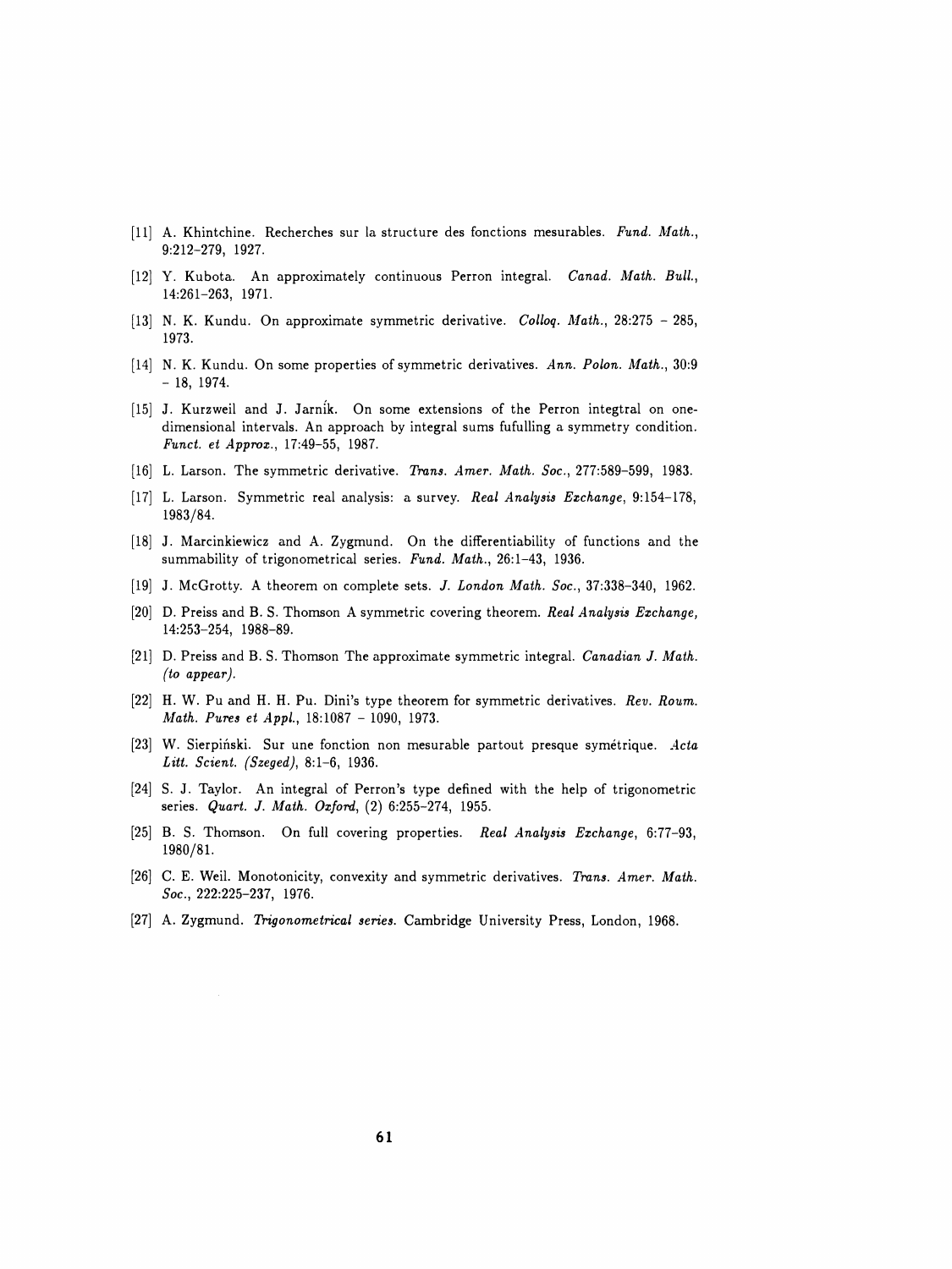[11] A. Khintchine. Recherches sur la structure des fonctions mesurables. *Fund. Math.*, 9:212–279, 1927.

[12] Y. Kubota. An approximately continuous Perron integral. *Canad. Math. Bull.*, 14:261–263, 1971.

[13] N. K. Kundu. On approximate symmetric derivative. *Colloq. Math.*, 28:275 – 285, 1973.

[14] N. K. Kundu. On some properties of symmetric derivatives. *Ann. Polon. Math.*, 30:9 – 18, 1974.

[15] J. Kurzweil and J. Jarník. On some extensions of the Perron integtral on one-dimensional intervals. An approach by integral sums fufulling a symmetry condition. *Funct. et Approx.*, 17:49–55, 1987.

[16] L. Larson. The symmetric derivative. *Trans. Amer. Math. Soc.*, 277:589–599, 1983.

[17] L. Larson. Symmetric real analysis: a survey. *Real Analysis Exchange*, 9:154–178, 1983/84.

[18] J. Marcinkiewicz and A. Zygmund. On the differentiability of functions and the summability of trigonometrical series. *Fund. Math.*, 26:1–43, 1936.

[19] J. McGrotty. A theorem on complete sets. *J. London Math. Soc.*, 37:338–340, 1962.

[20] D. Preiss and B. S. Thomson A symmetric covering theorem. *Real Analysis Exchange*, 14:253–254, 1988–89.

[21] D. Preiss and B. S. Thomson The approximate symmetric integral. *Canadian J. Math. (to appear).*

[22] H. W. Pu and H. H. Pu. Dini's type theorem for symmetric derivatives. *Rev. Roum. Math. Pures et Appl.*, 18:1087 – 1090, 1973.

[23] W. Sierpiński. Sur une fonction non mesurable partout presque symétrique. *Acta Litt. Scient. (Szeged)*, 8:1–6, 1936.

[24] S. J. Taylor. An integral of Perron's type defined with the help of trigonometric series. *Quart. J. Math. Oxford*, (2) 6:255–274, 1955.

[25] B. S. Thomson. On full covering properties. *Real Analysis Exchange*, 6:77–93, 1980/81.

[26] C. E. Weil. Monotonicity, convexity and symmetric derivatives. *Trans. Amer. Math. Soc.*, 222:225–237, 1976.

[27] A. Zygmund. *Trigonometrical series.* Cambridge University Press, London, 1968.